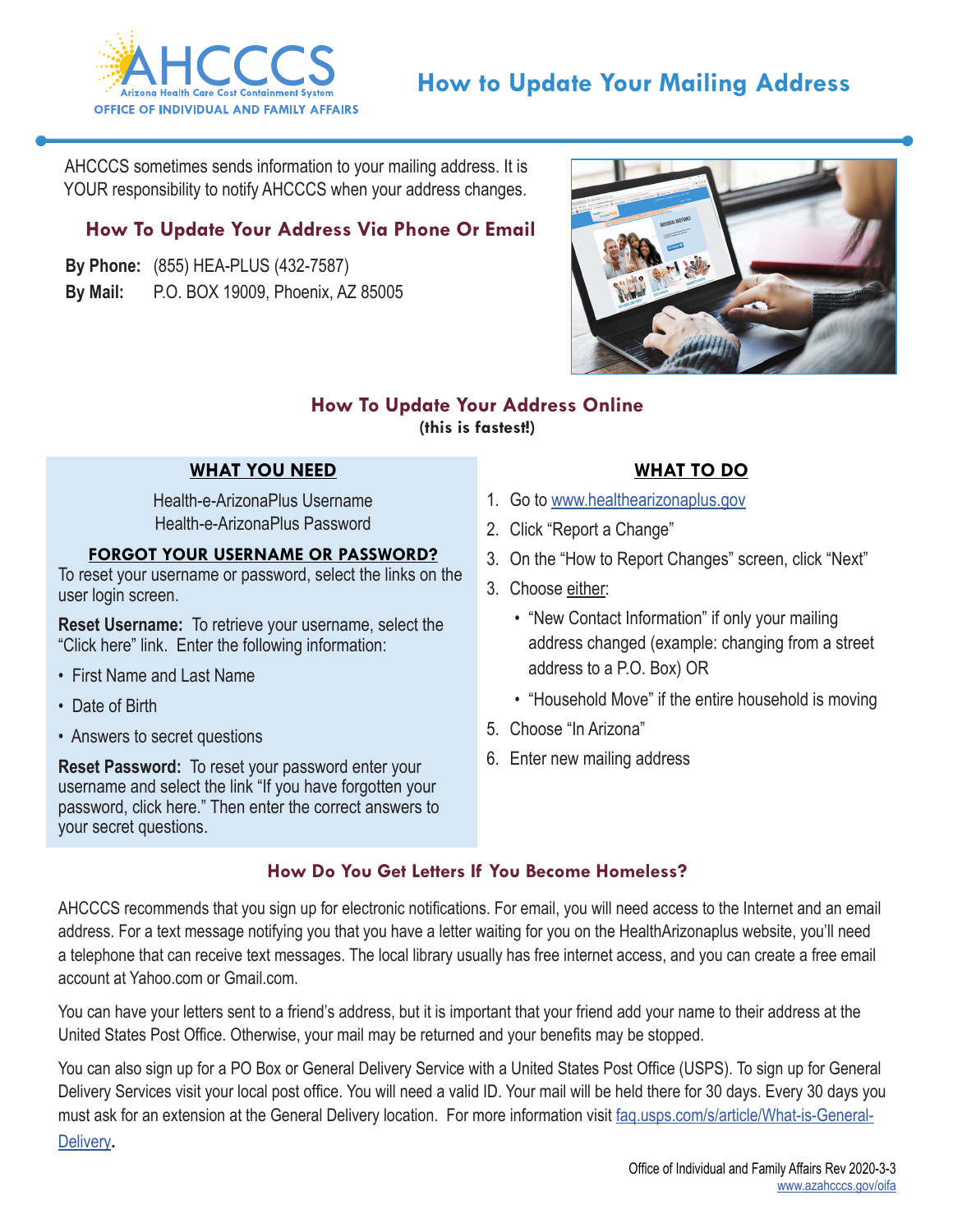AHCCCS
Arizona Health Care Cost Containment System
OFFICE OF INDIVIDUAL AND FAMILY AFFAIRS

# How to Update Your Mailing Address

AHCCCS sometimes sends information to your mailing address. It is YOUR responsibility to notify AHCCCS when your address changes.

## How To Update Your Address Via Phone Or Email

**By Phone:** (855) HEA-PLUS (432-7587)

**By Mail:** P.O. BOX 19009, Phoenix, AZ 85005

## How To Update Your Address Online

**(this is fastest!)**

### WHAT YOU NEED

Health-e-ArizonaPlus Username
Health-e-ArizonaPlus Password

### FORGOT YOUR USERNAME OR PASSWORD?

To reset your username or password, select the links on the user login screen.

**Reset Username:** To retrieve your username, select the "Click here" link. Enter the following information:

- First Name and Last Name
- Date of Birth
- Answers to secret questions

**Reset Password:** To reset your password enter your username and select the link "If you have forgotten your password, click here." Then enter the correct answers to your secret questions.

### WHAT TO DO

1. Go to www.healthearizonaplus.gov
2. Click "Report a Change"
3. On the "How to Report Changes" screen, click "Next"
3. Choose either:
   - "New Contact Information" if only your mailing address changed (example: changing from a street address to a P.O. Box) OR
   - "Household Move" if the entire household is moving
5. Choose "In Arizona"
6. Enter new mailing address

## How Do You Get Letters If You Become Homeless?

AHCCCS recommends that you sign up for electronic notifications. For email, you will need access to the Internet and an email address. For a text message notifying you that you have a letter waiting for you on the HealthArizonaplus website, you'll need a telephone that can receive text messages. The local library usually has free internet access, and you can create a free email account at Yahoo.com or Gmail.com.

You can have your letters sent to a friend's address, but it is important that your friend add your name to their address at the United States Post Office. Otherwise, your mail may be returned and your benefits may be stopped.

You can also sign up for a PO Box or General Delivery Service with a United States Post Office (USPS). To sign up for General Delivery Services visit your local post office. You will need a valid ID. Your mail will be held there for 30 days. Every 30 days you must ask for an extension at the General Delivery location. For more information visit faq.usps.com/s/article/What-is-General-Delivery.

Office of Individual and Family Affairs Rev 2020-3-3
www.azahcccs.gov/oifa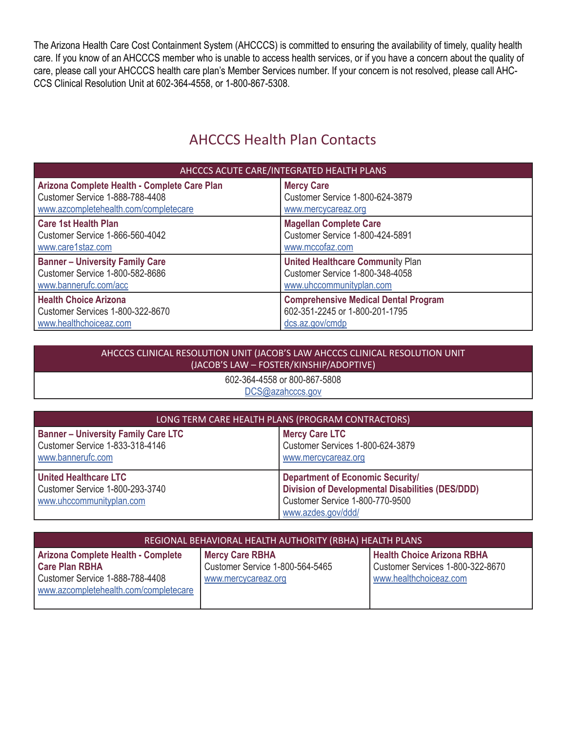The Arizona Health Care Cost Containment System (AHCCCS) is committed to ensuring the availability of timely, quality health care. If you know of an AHCCCS member who is unable to access health services, or if you have a concern about the quality of care, please call your AHCCCS health care plan's Member Services number. If your concern is not resolved, please call AHCCCS Clinical Resolution Unit at 602-364-4558, or 1-800-867-5308.

## AHCCCS Health Plan Contacts

| AHCCCS ACUTE CARE/INTEGRATED HEALTH PLANS | |
|---|---|
| **Arizona Complete Health - Complete Care Plan**<br>Customer Service 1-888-788-4408<br>www.azcompletehealth.com/completecare | **Mercy Care**<br>Customer Service 1-800-624-3879<br>www.mercycareaz.org |
| **Care 1st Health Plan**<br>Customer Service 1-866-560-4042<br>www.care1staz.com | **Magellan Complete Care**<br>Customer Service 1-800-424-5891<br>www.mccofaz.com |
| **Banner – University Family Care**<br>Customer Service 1-800-582-8686<br>www.bannerufc.com/acc | **United Healthcare Community** Plan<br>Customer Service 1-800-348-4058<br>www.uhccommunityplan.com |
| **Health Choice Arizona**<br>Customer Services 1-800-322-8670<br>www.healthchoiceaz.com | **Comprehensive Medical Dental Program**<br>602-351-2245 or 1-800-201-1795<br>dcs.az.gov/cmdp |

| AHCCCS CLINICAL RESOLUTION UNIT (JACOB'S LAW AHCCCS CLINICAL RESOLUTION UNIT (JACOB'S LAW – FOSTER/KINSHIP/ADOPTIVE) |
|---|
| 602-364-4558 or 800-867-5808<br>DCS@azahcccs.gov |

| LONG TERM CARE HEALTH PLANS (PROGRAM CONTRACTORS) | |
|---|---|
| **Banner – University Family Care LTC**<br>Customer Service 1-833-318-4146<br>www.bannerufc.com | **Mercy Care LTC**<br>Customer Services 1-800-624-3879<br>www.mercycareaz.org |
| **United Healthcare LTC**<br>Customer Service 1-800-293-3740<br>www.uhccommunityplan.com | **Department of Economic Security/ Division of Developmental Disabilities (DES/DDD)**<br>Customer Service 1-800-770-9500<br>www.azdes.gov/ddd/ |

| REGIONAL BEHAVIORAL HEALTH AUTHORITY (RBHA) HEALTH PLANS | | |
|---|---|---|
| **Arizona Complete Health - Complete Care Plan RBHA**<br>Customer Service 1-888-788-4408<br>www.azcompletehealth.com/completecare | **Mercy Care RBHA**<br>Customer Service 1-800-564-5465<br>www.mercycareaz.org | **Health Choice Arizona RBHA**<br>Customer Services 1-800-322-8670<br>www.healthchoiceaz.com |